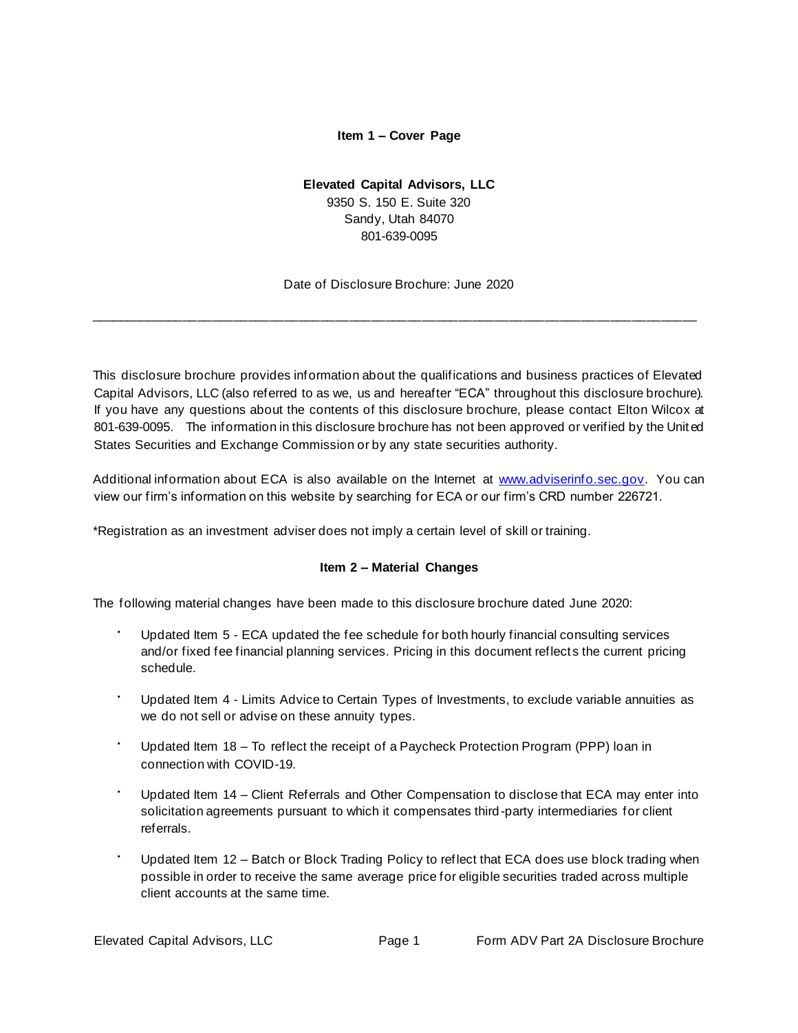## Item 1 – Cover Page

**Elevated Capital Advisors, LLC**
9350 S. 150 E. Suite 320
Sandy, Utah 84070
801-639-0095

Date of Disclosure Brochure: June 2020

---

This disclosure brochure provides information about the qualifications and business practices of Elevated Capital Advisors, LLC (also referred to as we, us and hereafter "ECA" throughout this disclosure brochure). If you have any questions about the contents of this disclosure brochure, please contact Elton Wilcox at 801-639-0095. The information in this disclosure brochure has not been approved or verified by the United States Securities and Exchange Commission or by any state securities authority.

Additional information about ECA is also available on the Internet at [www.adviserinfo.sec.gov](http://www.adviserinfo.sec.gov). You can view our firm's information on this website by searching for ECA or our firm's CRD number 226721.

*Registration as an investment adviser does not imply a certain level of skill or training.

## Item 2 – Material Changes

The following material changes have been made to this disclosure brochure dated June 2020:

- Updated Item 5 - ECA updated the fee schedule for both hourly financial consulting services and/or fixed fee financial planning services. Pricing in this document reflects the current pricing schedule.
- Updated Item 4 - Limits Advice to Certain Types of Investments, to exclude variable annuities as we do not sell or advise on these annuity types.
- Updated Item 18 – To reflect the receipt of a Paycheck Protection Program (PPP) loan in connection with COVID-19.
- Updated Item 14 – Client Referrals and Other Compensation to disclose that ECA may enter into solicitation agreements pursuant to which it compensates third-party intermediaries for client referrals.
- Updated Item 12 – Batch or Block Trading Policy to reflect that ECA does use block trading when possible in order to receive the same average price for eligible securities traded across multiple client accounts at the same time.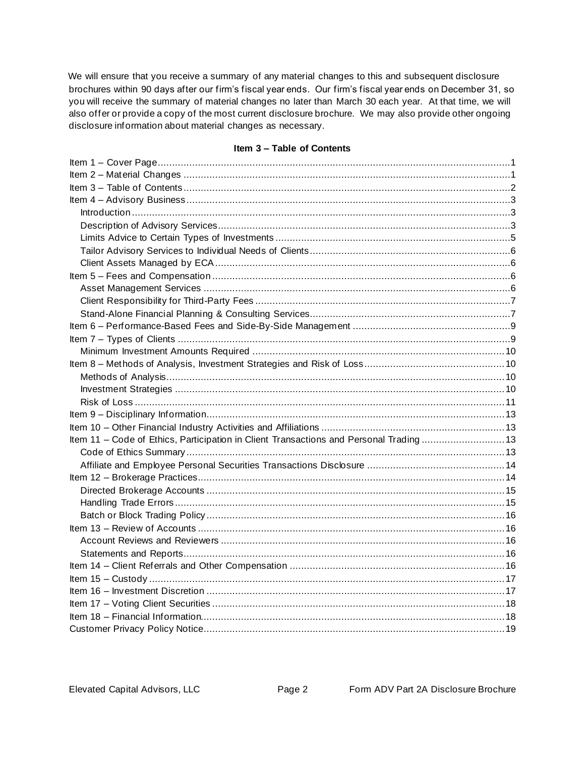We will ensure that you receive a summary of any material changes to this and subsequent disclosure brochures within 90 days after our firm's fiscal year ends. Our firm's fiscal year ends on December 31, so you will receive the summary of material changes no later than March 30 each year. At that time, we will also offer or provide a copy of the most current disclosure brochure. We may also provide other ongoing disclosure information about material changes as necessary.

## Item 3 – Table of Contents

Item 1 – Cover Page....................1
Item 2 – Material Changes....................1
Item 3 – Table of Contents....................2
Item 4 – Advisory Business....................3
- Introduction....................3
- Description of Advisory Services....................3
- Limits Advice to Certain Types of Investments....................5
- Tailor Advisory Services to Individual Needs of Clients....................6
- Client Assets Managed by ECA....................6

Item 5 – Fees and Compensation....................6
- Asset Management Services....................6
- Client Responsibility for Third-Party Fees....................7
- Stand-Alone Financial Planning & Consulting Services....................7

Item 6 – Performance-Based Fees and Side-By-Side Management....................9
Item 7 – Types of Clients....................9
- Minimum Investment Amounts Required....................10

Item 8 – Methods of Analysis, Investment Strategies and Risk of Loss....................10
- Methods of Analysis....................10
- Investment Strategies....................10
- Risk of Loss....................11

Item 9 – Disciplinary Information....................13
Item 10 – Other Financial Industry Activities and Affiliations....................13
Item 11 – Code of Ethics, Participation in Client Transactions and Personal Trading....................13
- Code of Ethics Summary....................13
- Affiliate and Employee Personal Securities Transactions Disclosure....................14

Item 12 – Brokerage Practices....................14
- Directed Brokerage Accounts....................15
- Handling Trade Errors....................15
- Batch or Block Trading Policy....................16

Item 13 – Review of Accounts....................16
- Account Reviews and Reviewers....................16
- Statements and Reports....................16

Item 14 – Client Referrals and Other Compensation....................16
Item 15 – Custody....................17
Item 16 – Investment Discretion....................17
Item 17 – Voting Client Securities....................18
Item 18 – Financial Information....................18
Customer Privacy Policy Notice....................19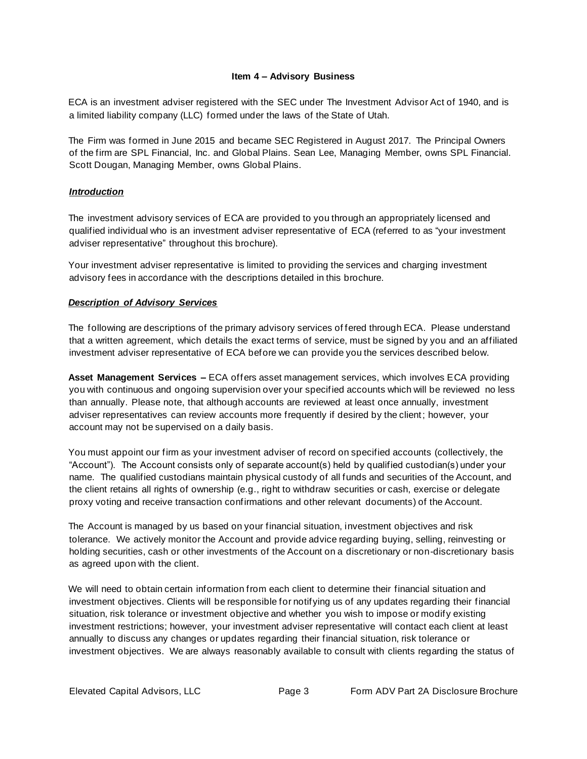## Item 4 – Advisory Business

ECA is an investment adviser registered with the SEC under The Investment Advisor Act of 1940, and is a limited liability company (LLC) formed under the laws of the State of Utah.

The Firm was formed in June 2015 and became SEC Registered in August 2017. The Principal Owners of the firm are SPL Financial, Inc. and Global Plains. Sean Lee, Managing Member, owns SPL Financial. Scott Dougan, Managing Member, owns Global Plains.

### ***Introduction***

The investment advisory services of ECA are provided to you through an appropriately licensed and qualified individual who is an investment adviser representative of ECA (referred to as "your investment adviser representative" throughout this brochure).

Your investment adviser representative is limited to providing the services and charging investment advisory fees in accordance with the descriptions detailed in this brochure.

### ***Description of Advisory Services***

The following are descriptions of the primary advisory services offered through ECA. Please understand that a written agreement, which details the exact terms of service, must be signed by you and an affiliated investment adviser representative of ECA before we can provide you the services described below.

**Asset Management Services –** ECA offers asset management services, which involves ECA providing you with continuous and ongoing supervision over your specified accounts which will be reviewed no less than annually. Please note, that although accounts are reviewed at least once annually, investment adviser representatives can review accounts more frequently if desired by the client; however, your account may not be supervised on a daily basis.

You must appoint our firm as your investment adviser of record on specified accounts (collectively, the "Account"). The Account consists only of separate account(s) held by qualified custodian(s) under your name. The qualified custodians maintain physical custody of all funds and securities of the Account, and the client retains all rights of ownership (e.g., right to withdraw securities or cash, exercise or delegate proxy voting and receive transaction confirmations and other relevant documents) of the Account.

The Account is managed by us based on your financial situation, investment objectives and risk tolerance. We actively monitor the Account and provide advice regarding buying, selling, reinvesting or holding securities, cash or other investments of the Account on a discretionary or non-discretionary basis as agreed upon with the client.

We will need to obtain certain information from each client to determine their financial situation and investment objectives. Clients will be responsible for notifying us of any updates regarding their financial situation, risk tolerance or investment objective and whether you wish to impose or modify existing investment restrictions; however, your investment adviser representative will contact each client at least annually to discuss any changes or updates regarding their financial situation, risk tolerance or investment objectives. We are always reasonably available to consult with clients regarding the status of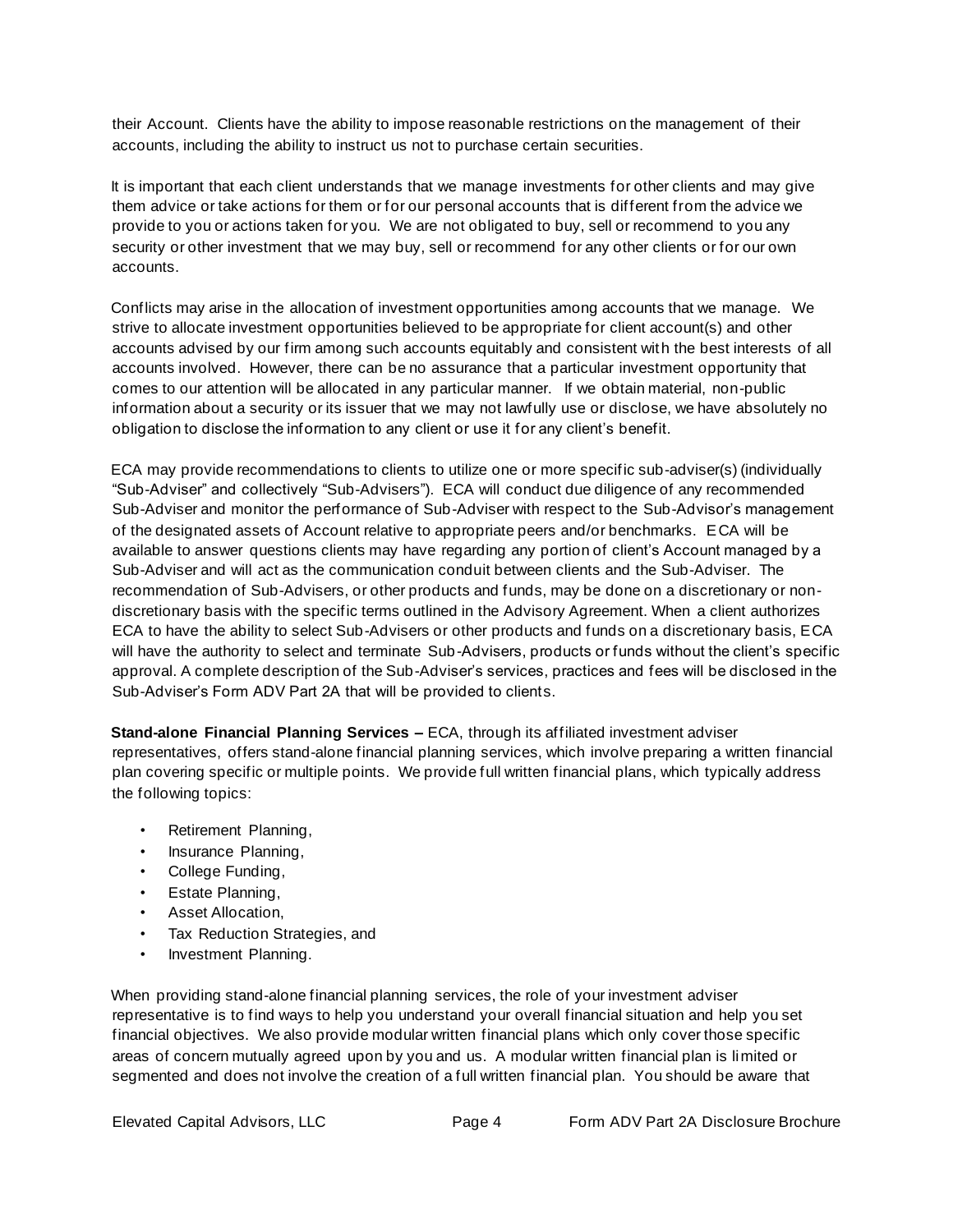their Account. Clients have the ability to impose reasonable restrictions on the management of their accounts, including the ability to instruct us not to purchase certain securities.

It is important that each client understands that we manage investments for other clients and may give them advice or take actions for them or for our personal accounts that is different from the advice we provide to you or actions taken for you. We are not obligated to buy, sell or recommend to you any security or other investment that we may buy, sell or recommend for any other clients or for our own accounts.

Conflicts may arise in the allocation of investment opportunities among accounts that we manage. We strive to allocate investment opportunities believed to be appropriate for client account(s) and other accounts advised by our firm among such accounts equitably and consistent with the best interests of all accounts involved. However, there can be no assurance that a particular investment opportunity that comes to our attention will be allocated in any particular manner. If we obtain material, non-public information about a security or its issuer that we may not lawfully use or disclose, we have absolutely no obligation to disclose the information to any client or use it for any client's benefit.

ECA may provide recommendations to clients to utilize one or more specific sub-adviser(s) (individually "Sub-Adviser" and collectively "Sub-Advisers"). ECA will conduct due diligence of any recommended Sub-Adviser and monitor the performance of Sub-Adviser with respect to the Sub-Advisor's management of the designated assets of Account relative to appropriate peers and/or benchmarks. ECA will be available to answer questions clients may have regarding any portion of client's Account managed by a Sub-Adviser and will act as the communication conduit between clients and the Sub-Adviser. The recommendation of Sub-Advisers, or other products and funds, may be done on a discretionary or non-discretionary basis with the specific terms outlined in the Advisory Agreement. When a client authorizes ECA to have the ability to select Sub-Advisers or other products and funds on a discretionary basis, ECA will have the authority to select and terminate Sub-Advisers, products or funds without the client's specific approval. A complete description of the Sub-Adviser's services, practices and fees will be disclosed in the Sub-Adviser's Form ADV Part 2A that will be provided to clients.

**Stand-alone Financial Planning Services –** ECA, through its affiliated investment adviser representatives, offers stand-alone financial planning services, which involve preparing a written financial plan covering specific or multiple points. We provide full written financial plans, which typically address the following topics:

- Retirement Planning,
- Insurance Planning,
- College Funding,
- Estate Planning,
- Asset Allocation,
- Tax Reduction Strategies, and
- Investment Planning.

When providing stand-alone financial planning services, the role of your investment adviser representative is to find ways to help you understand your overall financial situation and help you set financial objectives. We also provide modular written financial plans which only cover those specific areas of concern mutually agreed upon by you and us. A modular written financial plan is limited or segmented and does not involve the creation of a full written financial plan. You should be aware that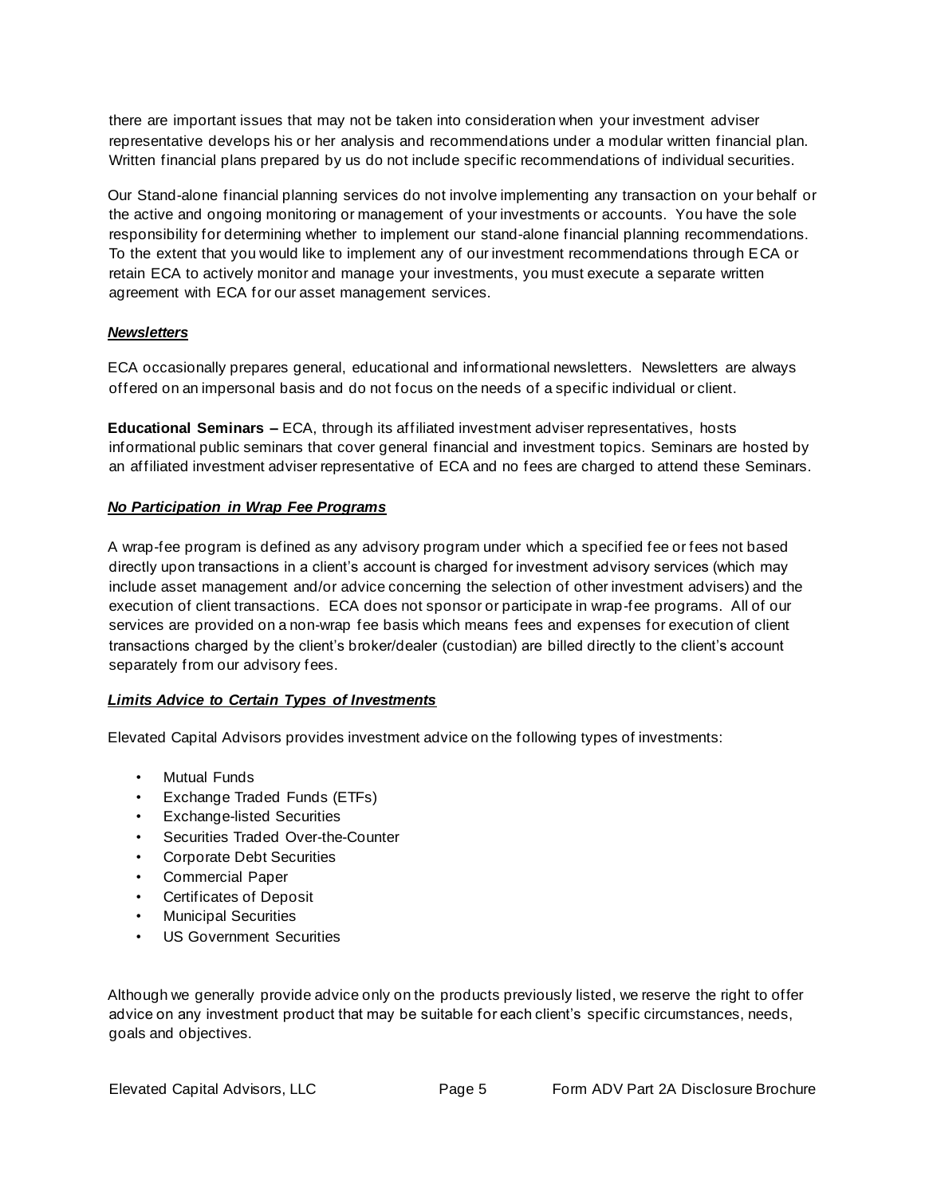there are important issues that may not be taken into consideration when your investment adviser representative develops his or her analysis and recommendations under a modular written financial plan. Written financial plans prepared by us do not include specific recommendations of individual securities.

Our Stand-alone financial planning services do not involve implementing any transaction on your behalf or the active and ongoing monitoring or management of your investments or accounts. You have the sole responsibility for determining whether to implement our stand-alone financial planning recommendations. To the extent that you would like to implement any of our investment recommendations through ECA or retain ECA to actively monitor and manage your investments, you must execute a separate written agreement with ECA for our asset management services.

***Newsletters***

ECA occasionally prepares general, educational and informational newsletters. Newsletters are always offered on an impersonal basis and do not focus on the needs of a specific individual or client.

**Educational Seminars –** ECA, through its affiliated investment adviser representatives, hosts informational public seminars that cover general financial and investment topics. Seminars are hosted by an affiliated investment adviser representative of ECA and no fees are charged to attend these Seminars.

***No Participation in Wrap Fee Programs***

A wrap-fee program is defined as any advisory program under which a specified fee or fees not based directly upon transactions in a client's account is charged for investment advisory services (which may include asset management and/or advice concerning the selection of other investment advisers) and the execution of client transactions. ECA does not sponsor or participate in wrap-fee programs. All of our services are provided on a non-wrap fee basis which means fees and expenses for execution of client transactions charged by the client's broker/dealer (custodian) are billed directly to the client's account separately from our advisory fees.

***Limits Advice to Certain Types of Investments***

Elevated Capital Advisors provides investment advice on the following types of investments:

- Mutual Funds
- Exchange Traded Funds (ETFs)
- Exchange-listed Securities
- Securities Traded Over-the-Counter
- Corporate Debt Securities
- Commercial Paper
- Certificates of Deposit
- Municipal Securities
- US Government Securities

Although we generally provide advice only on the products previously listed, we reserve the right to offer advice on any investment product that may be suitable for each client's specific circumstances, needs, goals and objectives.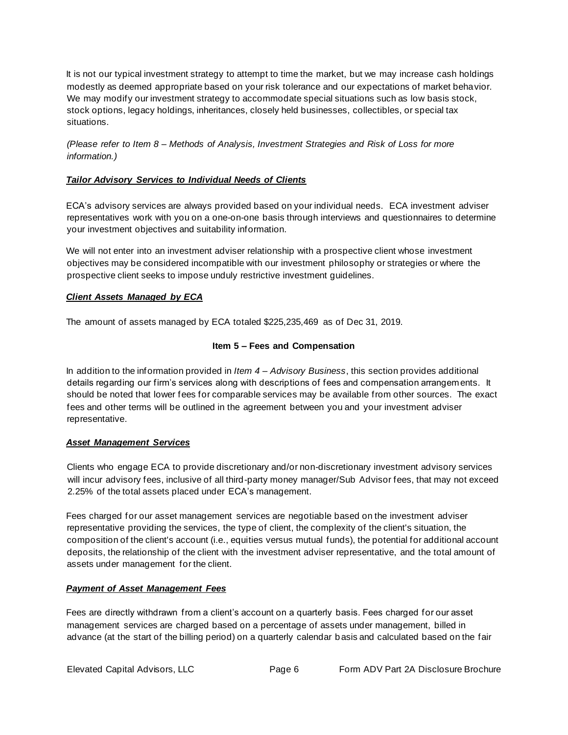It is not our typical investment strategy to attempt to time the market, but we may increase cash holdings modestly as deemed appropriate based on your risk tolerance and our expectations of market behavior. We may modify our investment strategy to accommodate special situations such as low basis stock, stock options, legacy holdings, inheritances, closely held businesses, collectibles, or special tax situations.

*(Please refer to Item 8 – Methods of Analysis, Investment Strategies and Risk of Loss for more information.)*

***Tailor Advisory Services to Individual Needs of Clients***

ECA's advisory services are always provided based on your individual needs. ECA investment adviser representatives work with you on a one-on-one basis through interviews and questionnaires to determine your investment objectives and suitability information.

We will not enter into an investment adviser relationship with a prospective client whose investment objectives may be considered incompatible with our investment philosophy or strategies or where the prospective client seeks to impose unduly restrictive investment guidelines.

***Client Assets Managed by ECA***

The amount of assets managed by ECA totaled $225,235,469 as of Dec 31, 2019.

## Item 5 – Fees and Compensation

In addition to the information provided in *Item 4 – Advisory Business*, this section provides additional details regarding our firm's services along with descriptions of fees and compensation arrangements. It should be noted that lower fees for comparable services may be available from other sources. The exact fees and other terms will be outlined in the agreement between you and your investment adviser representative.

***Asset Management Services***

Clients who engage ECA to provide discretionary and/or non-discretionary investment advisory services will incur advisory fees, inclusive of all third-party money manager/Sub Advisor fees, that may not exceed 2.25% of the total assets placed under ECA's management.

Fees charged for our asset management services are negotiable based on the investment adviser representative providing the services, the type of client, the complexity of the client's situation, the composition of the client's account (i.e., equities versus mutual funds), the potential for additional account deposits, the relationship of the client with the investment adviser representative, and the total amount of assets under management for the client.

***Payment of Asset Management Fees***

Fees are directly withdrawn from a client's account on a quarterly basis. Fees charged for our asset management services are charged based on a percentage of assets under management, billed in advance (at the start of the billing period) on a quarterly calendar basis and calculated based on the fair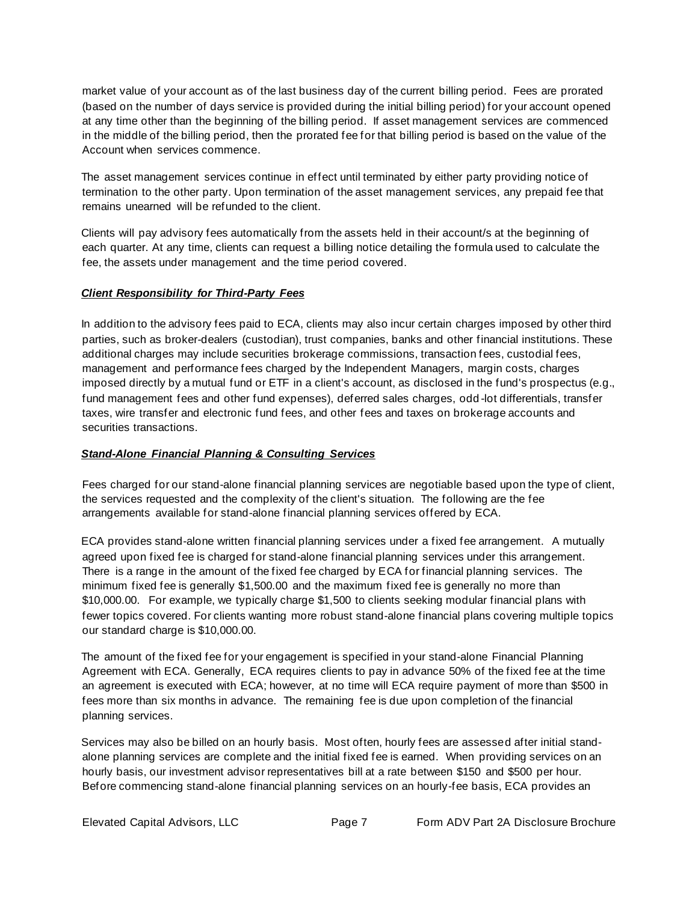market value of your account as of the last business day of the current billing period. Fees are prorated (based on the number of days service is provided during the initial billing period) for your account opened at any time other than the beginning of the billing period. If asset management services are commenced in the middle of the billing period, then the prorated fee for that billing period is based on the value of the Account when services commence.

The asset management services continue in effect until terminated by either party providing notice of termination to the other party. Upon termination of the asset management services, any prepaid fee that remains unearned will be refunded to the client.

Clients will pay advisory fees automatically from the assets held in their account/s at the beginning of each quarter. At any time, clients can request a billing notice detailing the formula used to calculate the fee, the assets under management and the time period covered.

***Client Responsibility for Third-Party Fees***

In addition to the advisory fees paid to ECA, clients may also incur certain charges imposed by other third parties, such as broker-dealers (custodian), trust companies, banks and other financial institutions. These additional charges may include securities brokerage commissions, transaction fees, custodial fees, management and performance fees charged by the Independent Managers, margin costs, charges imposed directly by a mutual fund or ETF in a client's account, as disclosed in the fund's prospectus (e.g., fund management fees and other fund expenses), deferred sales charges, odd-lot differentials, transfer taxes, wire transfer and electronic fund fees, and other fees and taxes on brokerage accounts and securities transactions.

***Stand-Alone Financial Planning & Consulting Services***

Fees charged for our stand-alone financial planning services are negotiable based upon the type of client, the services requested and the complexity of the client's situation. The following are the fee arrangements available for stand-alone financial planning services offered by ECA.

ECA provides stand-alone written financial planning services under a fixed fee arrangement. A mutually agreed upon fixed fee is charged for stand-alone financial planning services under this arrangement. There is a range in the amount of the fixed fee charged by ECA for financial planning services. The minimum fixed fee is generally $1,500.00 and the maximum fixed fee is generally no more than $10,000.00. For example, we typically charge $1,500 to clients seeking modular financial plans with fewer topics covered. For clients wanting more robust stand-alone financial plans covering multiple topics our standard charge is $10,000.00.

The amount of the fixed fee for your engagement is specified in your stand-alone Financial Planning Agreement with ECA. Generally, ECA requires clients to pay in advance 50% of the fixed fee at the time an agreement is executed with ECA; however, at no time will ECA require payment of more than $500 in fees more than six months in advance. The remaining fee is due upon completion of the financial planning services.

Services may also be billed on an hourly basis. Most often, hourly fees are assessed after initial stand-alone planning services are complete and the initial fixed fee is earned. When providing services on an hourly basis, our investment advisor representatives bill at a rate between $150 and $500 per hour. Before commencing stand-alone financial planning services on an hourly-fee basis, ECA provides an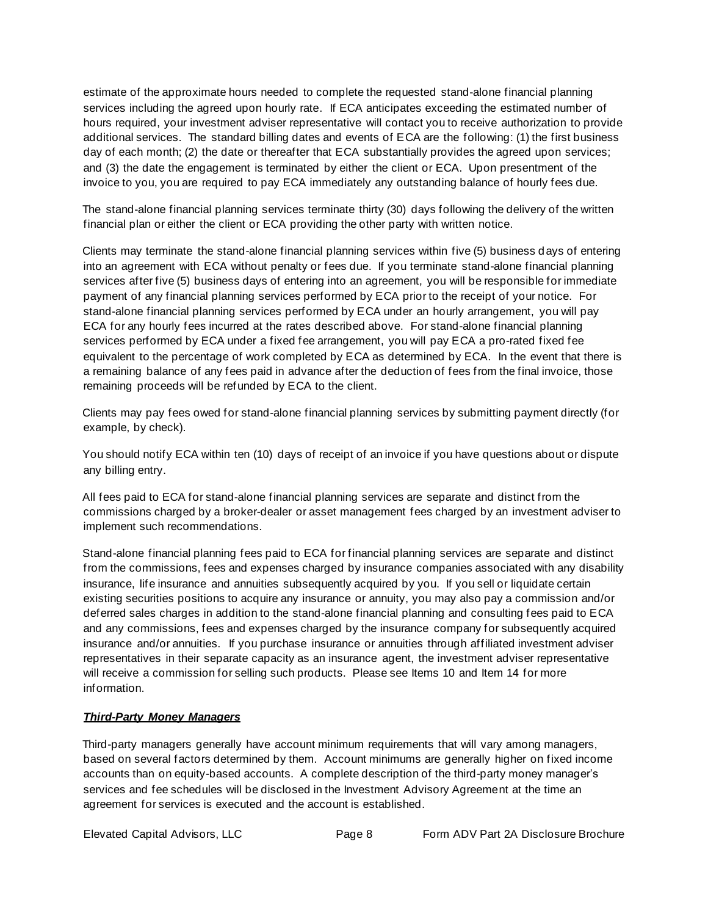estimate of the approximate hours needed to complete the requested stand-alone financial planning services including the agreed upon hourly rate. If ECA anticipates exceeding the estimated number of hours required, your investment adviser representative will contact you to receive authorization to provide additional services. The standard billing dates and events of ECA are the following: (1) the first business day of each month; (2) the date or thereafter that ECA substantially provides the agreed upon services; and (3) the date the engagement is terminated by either the client or ECA. Upon presentment of the invoice to you, you are required to pay ECA immediately any outstanding balance of hourly fees due.

The stand-alone financial planning services terminate thirty (30) days following the delivery of the written financial plan or either the client or ECA providing the other party with written notice.

Clients may terminate the stand-alone financial planning services within five (5) business days of entering into an agreement with ECA without penalty or fees due. If you terminate stand-alone financial planning services after five (5) business days of entering into an agreement, you will be responsible for immediate payment of any financial planning services performed by ECA prior to the receipt of your notice. For stand-alone financial planning services performed by ECA under an hourly arrangement, you will pay ECA for any hourly fees incurred at the rates described above. For stand-alone financial planning services performed by ECA under a fixed fee arrangement, you will pay ECA a pro-rated fixed fee equivalent to the percentage of work completed by ECA as determined by ECA. In the event that there is a remaining balance of any fees paid in advance after the deduction of fees from the final invoice, those remaining proceeds will be refunded by ECA to the client.

Clients may pay fees owed for stand-alone financial planning services by submitting payment directly (for example, by check).

You should notify ECA within ten (10) days of receipt of an invoice if you have questions about or dispute any billing entry.

All fees paid to ECA for stand-alone financial planning services are separate and distinct from the commissions charged by a broker-dealer or asset management fees charged by an investment adviser to implement such recommendations.

Stand-alone financial planning fees paid to ECA for financial planning services are separate and distinct from the commissions, fees and expenses charged by insurance companies associated with any disability insurance, life insurance and annuities subsequently acquired by you. If you sell or liquidate certain existing securities positions to acquire any insurance or annuity, you may also pay a commission and/or deferred sales charges in addition to the stand-alone financial planning and consulting fees paid to ECA and any commissions, fees and expenses charged by the insurance company for subsequently acquired insurance and/or annuities. If you purchase insurance or annuities through affiliated investment adviser representatives in their separate capacity as an insurance agent, the investment adviser representative will receive a commission for selling such products. Please see Items 10 and Item 14 for more information.

***Third-Party Money Managers***

Third-party managers generally have account minimum requirements that will vary among managers, based on several factors determined by them. Account minimums are generally higher on fixed income accounts than on equity-based accounts. A complete description of the third-party money manager's services and fee schedules will be disclosed in the Investment Advisory Agreement at the time an agreement for services is executed and the account is established.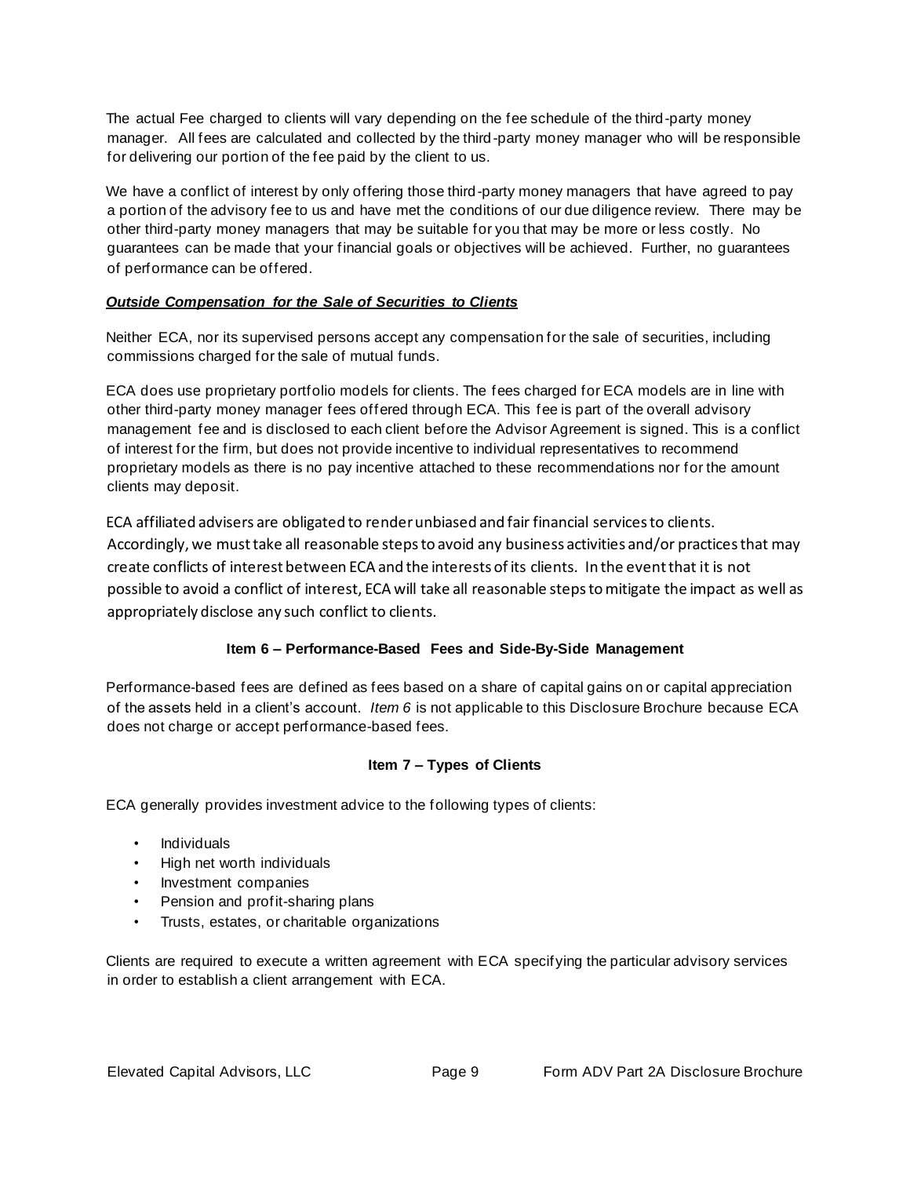The actual Fee charged to clients will vary depending on the fee schedule of the third-party money manager. All fees are calculated and collected by the third-party money manager who will be responsible for delivering our portion of the fee paid by the client to us.

We have a conflict of interest by only offering those third-party money managers that have agreed to pay a portion of the advisory fee to us and have met the conditions of our due diligence review. There may be other third-party money managers that may be suitable for you that may be more or less costly. No guarantees can be made that your financial goals or objectives will be achieved. Further, no guarantees of performance can be offered.

***Outside Compensation for the Sale of Securities to Clients***

Neither ECA, nor its supervised persons accept any compensation for the sale of securities, including commissions charged for the sale of mutual funds.

ECA does use proprietary portfolio models for clients. The fees charged for ECA models are in line with other third-party money manager fees offered through ECA. This fee is part of the overall advisory management fee and is disclosed to each client before the Advisor Agreement is signed. This is a conflict of interest for the firm, but does not provide incentive to individual representatives to recommend proprietary models as there is no pay incentive attached to these recommendations nor for the amount clients may deposit.

ECA affiliated advisers are obligated to render unbiased and fair financial services to clients. Accordingly, we must take all reasonable steps to avoid any business activities and/or practices that may create conflicts of interest between ECA and the interests of its clients. In the event that it is not possible to avoid a conflict of interest, ECA will take all reasonable steps to mitigate the impact as well as appropriately disclose any such conflict to clients.

## Item 6 – Performance-Based Fees and Side-By-Side Management

Performance-based fees are defined as fees based on a share of capital gains on or capital appreciation of the assets held in a client's account. *Item 6* is not applicable to this Disclosure Brochure because ECA does not charge or accept performance-based fees.

## Item 7 – Types of Clients

ECA generally provides investment advice to the following types of clients:

- Individuals
- High net worth individuals
- Investment companies
- Pension and profit-sharing plans
- Trusts, estates, or charitable organizations

Clients are required to execute a written agreement with ECA specifying the particular advisory services in order to establish a client arrangement with ECA.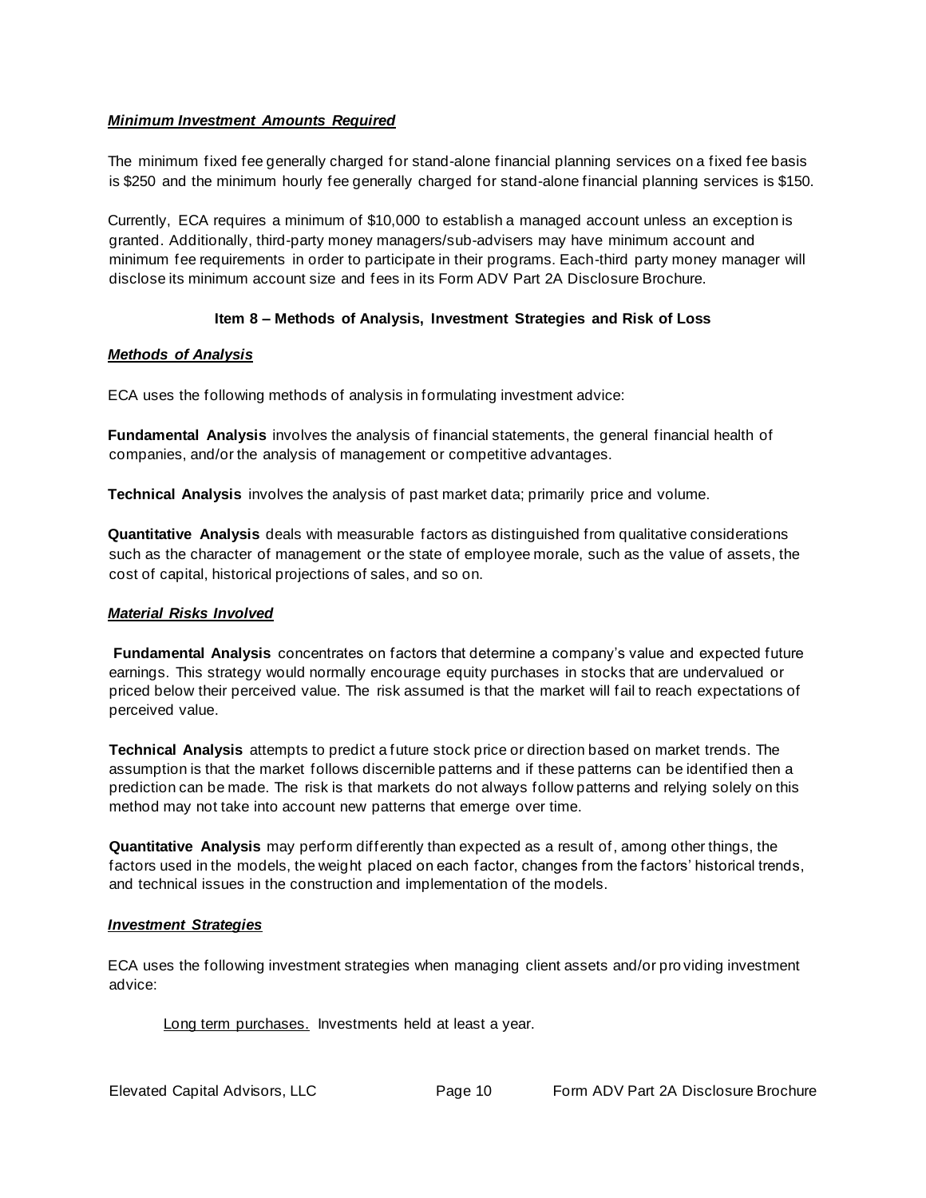***Minimum Investment Amounts Required***

The minimum fixed fee generally charged for stand-alone financial planning services on a fixed fee basis is $250 and the minimum hourly fee generally charged for stand-alone financial planning services is $150.

Currently, ECA requires a minimum of $10,000 to establish a managed account unless an exception is granted. Additionally, third-party money managers/sub-advisers may have minimum account and minimum fee requirements in order to participate in their programs. Each-third party money manager will disclose its minimum account size and fees in its Form ADV Part 2A Disclosure Brochure.

## Item 8 – Methods of Analysis, Investment Strategies and Risk of Loss

***Methods of Analysis***

ECA uses the following methods of analysis in formulating investment advice:

**Fundamental Analysis** involves the analysis of financial statements, the general financial health of companies, and/or the analysis of management or competitive advantages.

**Technical Analysis** involves the analysis of past market data; primarily price and volume.

**Quantitative Analysis** deals with measurable factors as distinguished from qualitative considerations such as the character of management or the state of employee morale, such as the value of assets, the cost of capital, historical projections of sales, and so on.

***Material Risks Involved***

**Fundamental Analysis** concentrates on factors that determine a company's value and expected future earnings. This strategy would normally encourage equity purchases in stocks that are undervalued or priced below their perceived value. The risk assumed is that the market will fail to reach expectations of perceived value.

**Technical Analysis** attempts to predict a future stock price or direction based on market trends. The assumption is that the market follows discernible patterns and if these patterns can be identified then a prediction can be made. The risk is that markets do not always follow patterns and relying solely on this method may not take into account new patterns that emerge over time.

**Quantitative Analysis** may perform differently than expected as a result of, among other things, the factors used in the models, the weight placed on each factor, changes from the factors' historical trends, and technical issues in the construction and implementation of the models.

***Investment Strategies***

ECA uses the following investment strategies when managing client assets and/or providing investment advice:

<u>Long term purchases.</u> Investments held at least a year.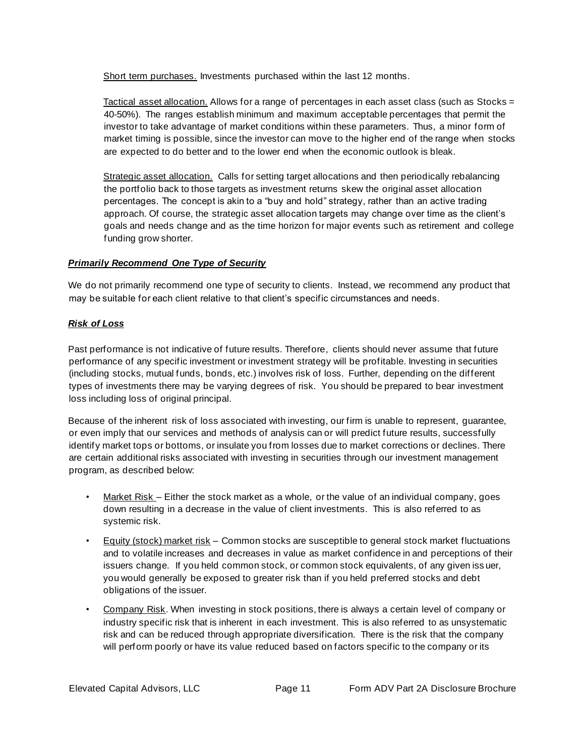Short term purchases. Investments purchased within the last 12 months.

Tactical asset allocation. Allows for a range of percentages in each asset class (such as Stocks = 40-50%). The ranges establish minimum and maximum acceptable percentages that permit the investor to take advantage of market conditions within these parameters. Thus, a minor form of market timing is possible, since the investor can move to the higher end of the range when stocks are expected to do better and to the lower end when the economic outlook is bleak.

Strategic asset allocation. Calls for setting target allocations and then periodically rebalancing the portfolio back to those targets as investment returns skew the original asset allocation percentages. The concept is akin to a "buy and hold" strategy, rather than an active trading approach. Of course, the strategic asset allocation targets may change over time as the client's goals and needs change and as the time horizon for major events such as retirement and college funding grow shorter.

***Primarily Recommend One Type of Security***

We do not primarily recommend one type of security to clients. Instead, we recommend any product that may be suitable for each client relative to that client's specific circumstances and needs.

***Risk of Loss***

Past performance is not indicative of future results. Therefore, clients should never assume that future performance of any specific investment or investment strategy will be profitable. Investing in securities (including stocks, mutual funds, bonds, etc.) involves risk of loss. Further, depending on the different types of investments there may be varying degrees of risk. You should be prepared to bear investment loss including loss of original principal.

Because of the inherent risk of loss associated with investing, our firm is unable to represent, guarantee, or even imply that our services and methods of analysis can or will predict future results, successfully identify market tops or bottoms, or insulate you from losses due to market corrections or declines. There are certain additional risks associated with investing in securities through our investment management program, as described below:

- Market Risk – Either the stock market as a whole, or the value of an individual company, goes down resulting in a decrease in the value of client investments. This is also referred to as systemic risk.
- Equity (stock) market risk – Common stocks are susceptible to general stock market fluctuations and to volatile increases and decreases in value as market confidence in and perceptions of their issuers change. If you held common stock, or common stock equivalents, of any given issuer, you would generally be exposed to greater risk than if you held preferred stocks and debt obligations of the issuer.
- Company Risk. When investing in stock positions, there is always a certain level of company or industry specific risk that is inherent in each investment. This is also referred to as unsystematic risk and can be reduced through appropriate diversification. There is the risk that the company will perform poorly or have its value reduced based on factors specific to the company or its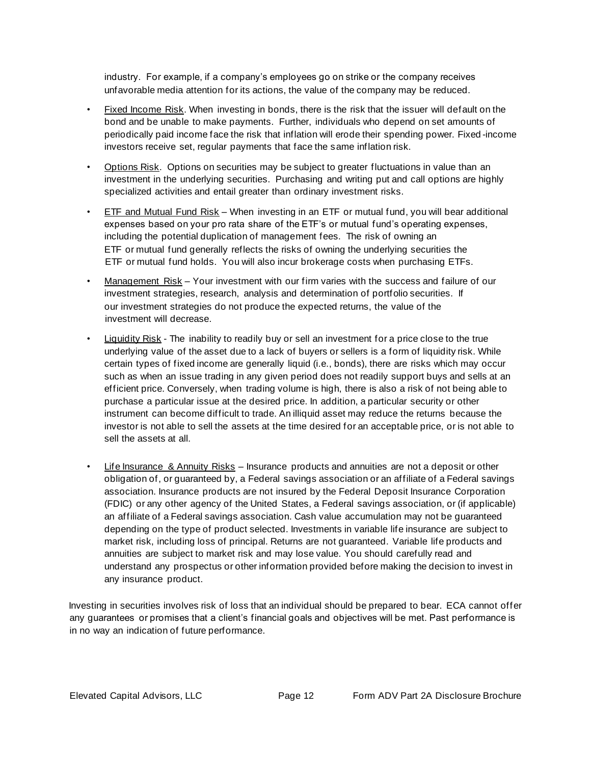industry. For example, if a company's employees go on strike or the company receives unfavorable media attention for its actions, the value of the company may be reduced.

- Fixed Income Risk. When investing in bonds, there is the risk that the issuer will default on the bond and be unable to make payments. Further, individuals who depend on set amounts of periodically paid income face the risk that inflation will erode their spending power. Fixed-income investors receive set, regular payments that face the same inflation risk.

- Options Risk. Options on securities may be subject to greater fluctuations in value than an investment in the underlying securities. Purchasing and writing put and call options are highly specialized activities and entail greater than ordinary investment risks.

- ETF and Mutual Fund Risk – When investing in an ETF or mutual fund, you will bear additional expenses based on your pro rata share of the ETF's or mutual fund's operating expenses, including the potential duplication of management fees. The risk of owning an ETF or mutual fund generally reflects the risks of owning the underlying securities the ETF or mutual fund holds. You will also incur brokerage costs when purchasing ETFs.

- Management Risk – Your investment with our firm varies with the success and failure of our investment strategies, research, analysis and determination of portfolio securities. If our investment strategies do not produce the expected returns, the value of the investment will decrease.

- Liquidity Risk - The inability to readily buy or sell an investment for a price close to the true underlying value of the asset due to a lack of buyers or sellers is a form of liquidity risk. While certain types of fixed income are generally liquid (i.e., bonds), there are risks which may occur such as when an issue trading in any given period does not readily support buys and sells at an efficient price. Conversely, when trading volume is high, there is also a risk of not being able to purchase a particular issue at the desired price. In addition, a particular security or other instrument can become difficult to trade. An illiquid asset may reduce the returns because the investor is not able to sell the assets at the time desired for an acceptable price, or is not able to sell the assets at all.

- Life Insurance & Annuity Risks – Insurance products and annuities are not a deposit or other obligation of, or guaranteed by, a Federal savings association or an affiliate of a Federal savings association. Insurance products are not insured by the Federal Deposit Insurance Corporation (FDIC) or any other agency of the United States, a Federal savings association, or (if applicable) an affiliate of a Federal savings association. Cash value accumulation may not be guaranteed depending on the type of product selected. Investments in variable life insurance are subject to market risk, including loss of principal. Returns are not guaranteed. Variable life products and annuities are subject to market risk and may lose value. You should carefully read and understand any prospectus or other information provided before making the decision to invest in any insurance product.

Investing in securities involves risk of loss that an individual should be prepared to bear. ECA cannot offer any guarantees or promises that a client's financial goals and objectives will be met. Past performance is in no way an indication of future performance.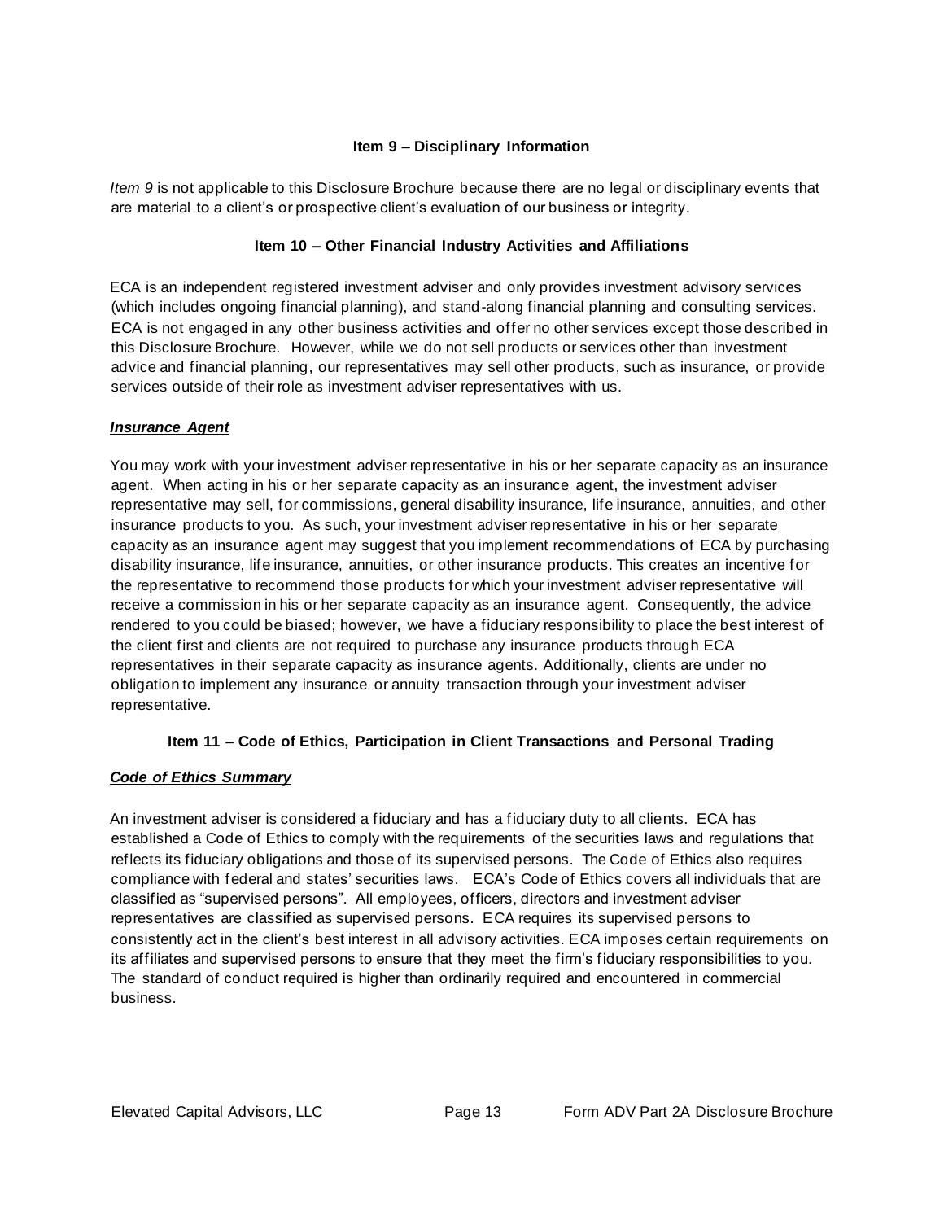## Item 9 – Disciplinary Information

*Item 9* is not applicable to this Disclosure Brochure because there are no legal or disciplinary events that are material to a client's or prospective client's evaluation of our business or integrity.

## Item 10 – Other Financial Industry Activities and Affiliations

ECA is an independent registered investment adviser and only provides investment advisory services (which includes ongoing financial planning), and stand-along financial planning and consulting services. ECA is not engaged in any other business activities and offer no other services except those described in this Disclosure Brochure. However, while we do not sell products or services other than investment advice and financial planning, our representatives may sell other products, such as insurance, or provide services outside of their role as investment adviser representatives with us.

***Insurance Agent***

You may work with your investment adviser representative in his or her separate capacity as an insurance agent. When acting in his or her separate capacity as an insurance agent, the investment adviser representative may sell, for commissions, general disability insurance, life insurance, annuities, and other insurance products to you. As such, your investment adviser representative in his or her separate capacity as an insurance agent may suggest that you implement recommendations of ECA by purchasing disability insurance, life insurance, annuities, or other insurance products. This creates an incentive for the representative to recommend those products for which your investment adviser representative will receive a commission in his or her separate capacity as an insurance agent. Consequently, the advice rendered to you could be biased; however, we have a fiduciary responsibility to place the best interest of the client first and clients are not required to purchase any insurance products through ECA representatives in their separate capacity as insurance agents. Additionally, clients are under no obligation to implement any insurance or annuity transaction through your investment adviser representative.

## Item 11 – Code of Ethics, Participation in Client Transactions and Personal Trading

***Code of Ethics Summary***

An investment adviser is considered a fiduciary and has a fiduciary duty to all clients. ECA has established a Code of Ethics to comply with the requirements of the securities laws and regulations that reflects its fiduciary obligations and those of its supervised persons. The Code of Ethics also requires compliance with federal and states' securities laws. ECA's Code of Ethics covers all individuals that are classified as "supervised persons". All employees, officers, directors and investment adviser representatives are classified as supervised persons. ECA requires its supervised persons to consistently act in the client's best interest in all advisory activities. ECA imposes certain requirements on its affiliates and supervised persons to ensure that they meet the firm's fiduciary responsibilities to you. The standard of conduct required is higher than ordinarily required and encountered in commercial business.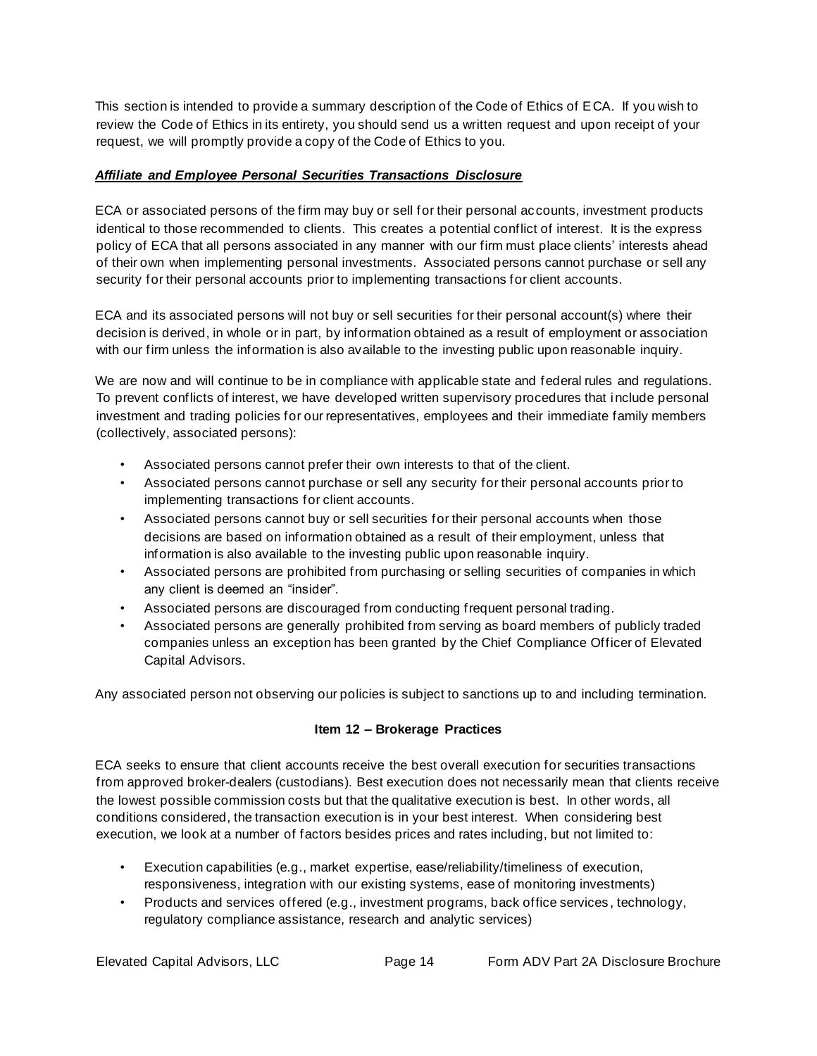This section is intended to provide a summary description of the Code of Ethics of ECA. If you wish to review the Code of Ethics in its entirety, you should send us a written request and upon receipt of your request, we will promptly provide a copy of the Code of Ethics to you.

***Affiliate and Employee Personal Securities Transactions Disclosure***

ECA or associated persons of the firm may buy or sell for their personal accounts, investment products identical to those recommended to clients. This creates a potential conflict of interest. It is the express policy of ECA that all persons associated in any manner with our firm must place clients' interests ahead of their own when implementing personal investments. Associated persons cannot purchase or sell any security for their personal accounts prior to implementing transactions for client accounts.

ECA and its associated persons will not buy or sell securities for their personal account(s) where their decision is derived, in whole or in part, by information obtained as a result of employment or association with our firm unless the information is also available to the investing public upon reasonable inquiry.

We are now and will continue to be in compliance with applicable state and federal rules and regulations. To prevent conflicts of interest, we have developed written supervisory procedures that include personal investment and trading policies for our representatives, employees and their immediate family members (collectively, associated persons):

- Associated persons cannot prefer their own interests to that of the client.
- Associated persons cannot purchase or sell any security for their personal accounts prior to implementing transactions for client accounts.
- Associated persons cannot buy or sell securities for their personal accounts when those decisions are based on information obtained as a result of their employment, unless that information is also available to the investing public upon reasonable inquiry.
- Associated persons are prohibited from purchasing or selling securities of companies in which any client is deemed an "insider".
- Associated persons are discouraged from conducting frequent personal trading.
- Associated persons are generally prohibited from serving as board members of publicly traded companies unless an exception has been granted by the Chief Compliance Officer of Elevated Capital Advisors.

Any associated person not observing our policies is subject to sanctions up to and including termination.

## Item 12 – Brokerage Practices

ECA seeks to ensure that client accounts receive the best overall execution for securities transactions from approved broker-dealers (custodians). Best execution does not necessarily mean that clients receive the lowest possible commission costs but that the qualitative execution is best. In other words, all conditions considered, the transaction execution is in your best interest. When considering best execution, we look at a number of factors besides prices and rates including, but not limited to:

- Execution capabilities (e.g., market expertise, ease/reliability/timeliness of execution, responsiveness, integration with our existing systems, ease of monitoring investments)
- Products and services offered (e.g., investment programs, back office services, technology, regulatory compliance assistance, research and analytic services)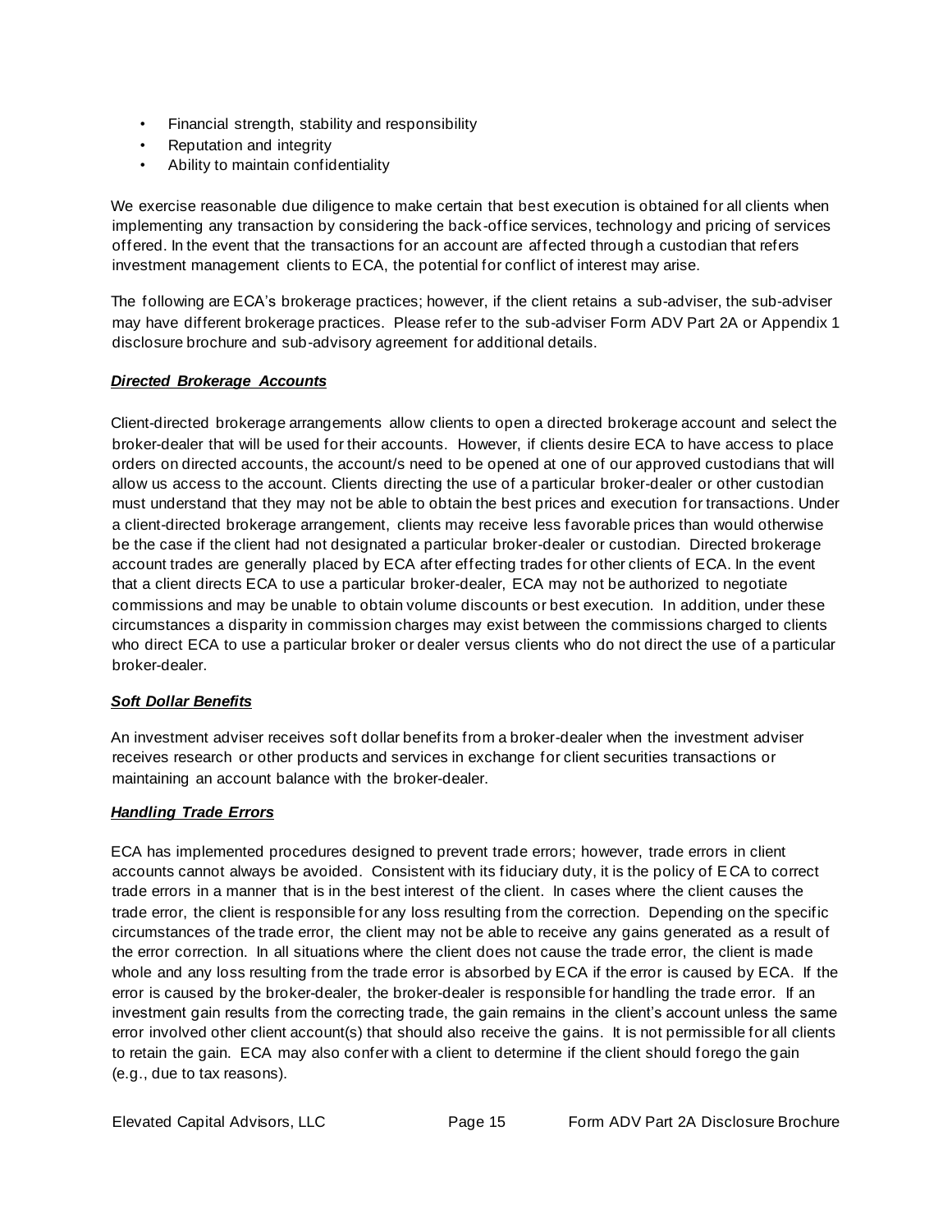- Financial strength, stability and responsibility
- Reputation and integrity
- Ability to maintain confidentiality

We exercise reasonable due diligence to make certain that best execution is obtained for all clients when implementing any transaction by considering the back-office services, technology and pricing of services offered. In the event that the transactions for an account are affected through a custodian that refers investment management clients to ECA, the potential for conflict of interest may arise.

The following are ECA's brokerage practices; however, if the client retains a sub-adviser, the sub-adviser may have different brokerage practices. Please refer to the sub-adviser Form ADV Part 2A or Appendix 1 disclosure brochure and sub-advisory agreement for additional details.

***Directed Brokerage Accounts***

Client-directed brokerage arrangements allow clients to open a directed brokerage account and select the broker-dealer that will be used for their accounts. However, if clients desire ECA to have access to place orders on directed accounts, the account/s need to be opened at one of our approved custodians that will allow us access to the account. Clients directing the use of a particular broker-dealer or other custodian must understand that they may not be able to obtain the best prices and execution for transactions. Under a client-directed brokerage arrangement, clients may receive less favorable prices than would otherwise be the case if the client had not designated a particular broker-dealer or custodian. Directed brokerage account trades are generally placed by ECA after effecting trades for other clients of ECA. In the event that a client directs ECA to use a particular broker-dealer, ECA may not be authorized to negotiate commissions and may be unable to obtain volume discounts or best execution. In addition, under these circumstances a disparity in commission charges may exist between the commissions charged to clients who direct ECA to use a particular broker or dealer versus clients who do not direct the use of a particular broker-dealer.

***Soft Dollar Benefits***

An investment adviser receives soft dollar benefits from a broker-dealer when the investment adviser receives research or other products and services in exchange for client securities transactions or maintaining an account balance with the broker-dealer.

***Handling Trade Errors***

ECA has implemented procedures designed to prevent trade errors; however, trade errors in client accounts cannot always be avoided. Consistent with its fiduciary duty, it is the policy of ECA to correct trade errors in a manner that is in the best interest of the client. In cases where the client causes the trade error, the client is responsible for any loss resulting from the correction. Depending on the specific circumstances of the trade error, the client may not be able to receive any gains generated as a result of the error correction. In all situations where the client does not cause the trade error, the client is made whole and any loss resulting from the trade error is absorbed by ECA if the error is caused by ECA. If the error is caused by the broker-dealer, the broker-dealer is responsible for handling the trade error. If an investment gain results from the correcting trade, the gain remains in the client's account unless the same error involved other client account(s) that should also receive the gains. It is not permissible for all clients to retain the gain. ECA may also confer with a client to determine if the client should forego the gain (e.g., due to tax reasons).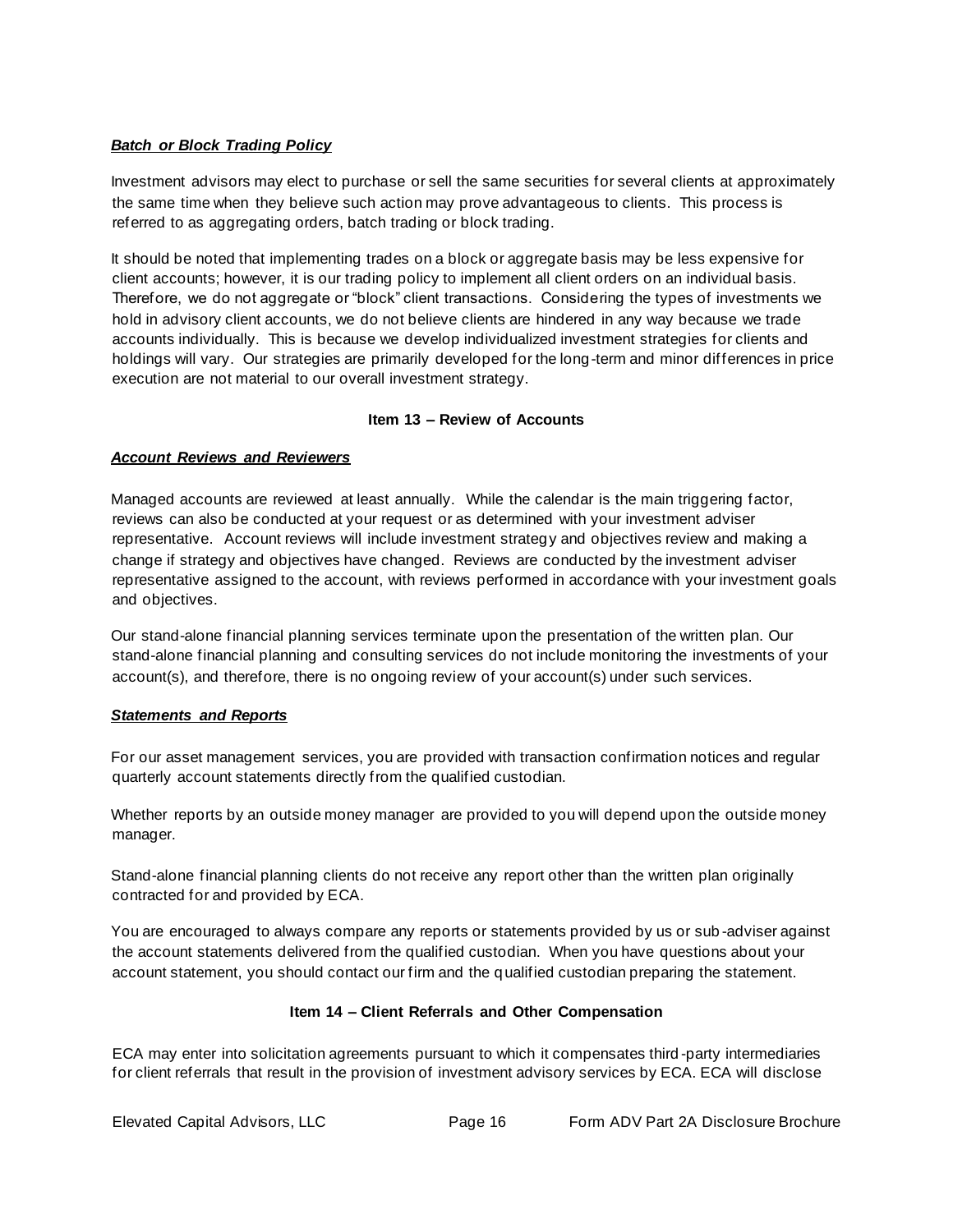***Batch or Block Trading Policy***

Investment advisors may elect to purchase or sell the same securities for several clients at approximately the same time when they believe such action may prove advantageous to clients. This process is referred to as aggregating orders, batch trading or block trading.

It should be noted that implementing trades on a block or aggregate basis may be less expensive for client accounts; however, it is our trading policy to implement all client orders on an individual basis. Therefore, we do not aggregate or "block" client transactions. Considering the types of investments we hold in advisory client accounts, we do not believe clients are hindered in any way because we trade accounts individually. This is because we develop individualized investment strategies for clients and holdings will vary. Our strategies are primarily developed for the long-term and minor differences in price execution are not material to our overall investment strategy.

## Item 13 – Review of Accounts

***Account Reviews and Reviewers***

Managed accounts are reviewed at least annually. While the calendar is the main triggering factor, reviews can also be conducted at your request or as determined with your investment adviser representative. Account reviews will include investment strategy and objectives review and making a change if strategy and objectives have changed. Reviews are conducted by the investment adviser representative assigned to the account, with reviews performed in accordance with your investment goals and objectives.

Our stand-alone financial planning services terminate upon the presentation of the written plan. Our stand-alone financial planning and consulting services do not include monitoring the investments of your account(s), and therefore, there is no ongoing review of your account(s) under such services.

***Statements and Reports***

For our asset management services, you are provided with transaction confirmation notices and regular quarterly account statements directly from the qualified custodian.

Whether reports by an outside money manager are provided to you will depend upon the outside money manager.

Stand-alone financial planning clients do not receive any report other than the written plan originally contracted for and provided by ECA.

You are encouraged to always compare any reports or statements provided by us or sub-adviser against the account statements delivered from the qualified custodian. When you have questions about your account statement, you should contact our firm and the qualified custodian preparing the statement.

## Item 14 – Client Referrals and Other Compensation

ECA may enter into solicitation agreements pursuant to which it compensates third-party intermediaries for client referrals that result in the provision of investment advisory services by ECA. ECA will disclose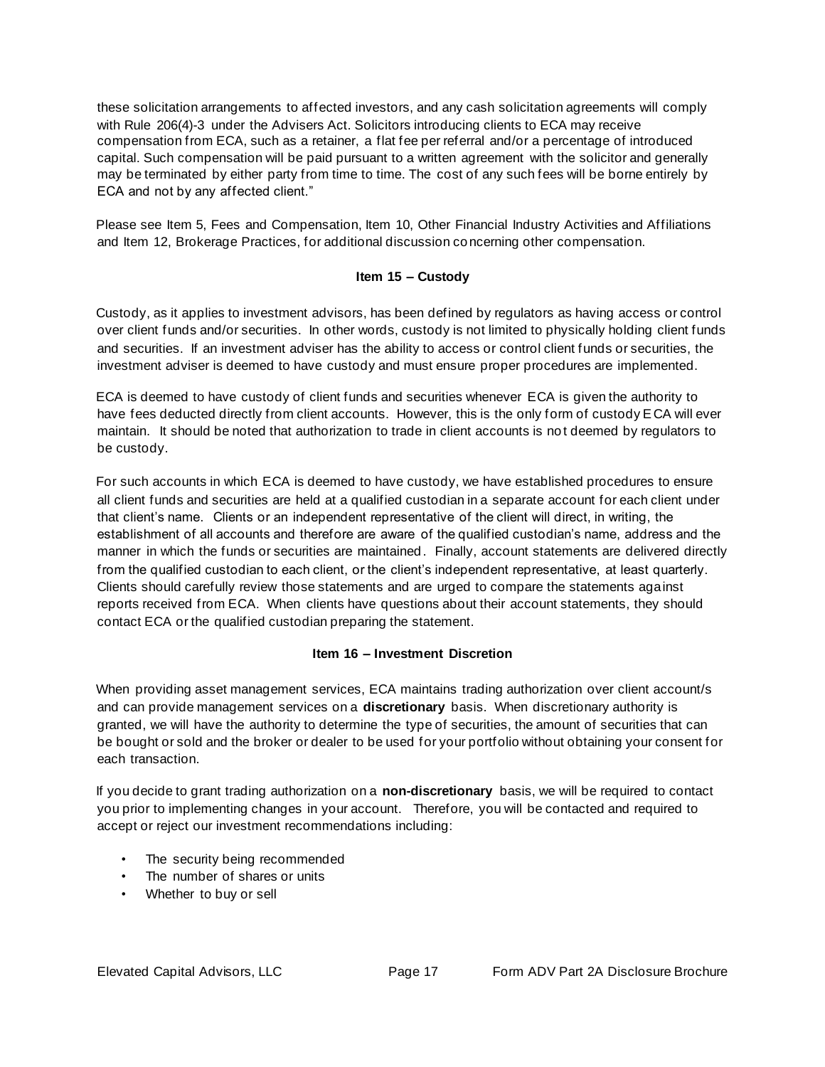these solicitation arrangements to affected investors, and any cash solicitation agreements will comply with Rule 206(4)-3 under the Advisers Act. Solicitors introducing clients to ECA may receive compensation from ECA, such as a retainer, a flat fee per referral and/or a percentage of introduced capital. Such compensation will be paid pursuant to a written agreement with the solicitor and generally may be terminated by either party from time to time. The cost of any such fees will be borne entirely by ECA and not by any affected client."

Please see Item 5, Fees and Compensation, Item 10, Other Financial Industry Activities and Affiliations and Item 12, Brokerage Practices, for additional discussion concerning other compensation.

## Item 15 – Custody

Custody, as it applies to investment advisors, has been defined by regulators as having access or control over client funds and/or securities. In other words, custody is not limited to physically holding client funds and securities. If an investment adviser has the ability to access or control client funds or securities, the investment adviser is deemed to have custody and must ensure proper procedures are implemented.

ECA is deemed to have custody of client funds and securities whenever ECA is given the authority to have fees deducted directly from client accounts. However, this is the only form of custody ECA will ever maintain. It should be noted that authorization to trade in client accounts is not deemed by regulators to be custody.

For such accounts in which ECA is deemed to have custody, we have established procedures to ensure all client funds and securities are held at a qualified custodian in a separate account for each client under that client's name. Clients or an independent representative of the client will direct, in writing, the establishment of all accounts and therefore are aware of the qualified custodian's name, address and the manner in which the funds or securities are maintained. Finally, account statements are delivered directly from the qualified custodian to each client, or the client's independent representative, at least quarterly. Clients should carefully review those statements and are urged to compare the statements against reports received from ECA. When clients have questions about their account statements, they should contact ECA or the qualified custodian preparing the statement.

## Item 16 – Investment Discretion

When providing asset management services, ECA maintains trading authorization over client account/s and can provide management services on a **discretionary** basis. When discretionary authority is granted, we will have the authority to determine the type of securities, the amount of securities that can be bought or sold and the broker or dealer to be used for your portfolio without obtaining your consent for each transaction.

If you decide to grant trading authorization on a **non-discretionary** basis, we will be required to contact you prior to implementing changes in your account. Therefore, you will be contacted and required to accept or reject our investment recommendations including:

- The security being recommended
- The number of shares or units
- Whether to buy or sell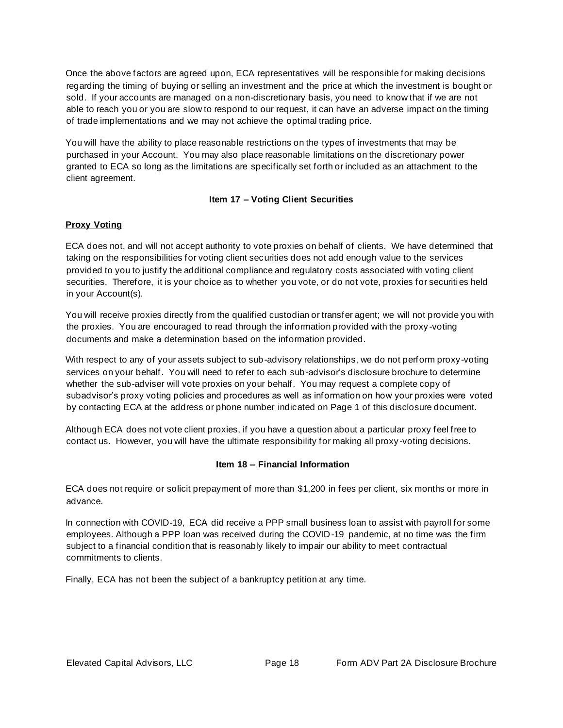Once the above factors are agreed upon, ECA representatives will be responsible for making decisions regarding the timing of buying or selling an investment and the price at which the investment is bought or sold. If your accounts are managed on a non-discretionary basis, you need to know that if we are not able to reach you or you are slow to respond to our request, it can have an adverse impact on the timing of trade implementations and we may not achieve the optimal trading price.

You will have the ability to place reasonable restrictions on the types of investments that may be purchased in your Account. You may also place reasonable limitations on the discretionary power granted to ECA so long as the limitations are specifically set forth or included as an attachment to the client agreement.

## Item 17 – Voting Client Securities

### Proxy Voting

ECA does not, and will not accept authority to vote proxies on behalf of clients. We have determined that taking on the responsibilities for voting client securities does not add enough value to the services provided to you to justify the additional compliance and regulatory costs associated with voting client securities. Therefore, it is your choice as to whether you vote, or do not vote, proxies for securities held in your Account(s).

You will receive proxies directly from the qualified custodian or transfer agent; we will not provide you with the proxies. You are encouraged to read through the information provided with the proxy-voting documents and make a determination based on the information provided.

With respect to any of your assets subject to sub-advisory relationships, we do not perform proxy-voting services on your behalf. You will need to refer to each sub-advisor's disclosure brochure to determine whether the sub-adviser will vote proxies on your behalf. You may request a complete copy of subadvisor's proxy voting policies and procedures as well as information on how your proxies were voted by contacting ECA at the address or phone number indicated on Page 1 of this disclosure document.

Although ECA does not vote client proxies, if you have a question about a particular proxy feel free to contact us. However, you will have the ultimate responsibility for making all proxy-voting decisions.

## Item 18 – Financial Information

ECA does not require or solicit prepayment of more than $1,200 in fees per client, six months or more in advance.

In connection with COVID-19, ECA did receive a PPP small business loan to assist with payroll for some employees. Although a PPP loan was received during the COVID-19 pandemic, at no time was the firm subject to a financial condition that is reasonably likely to impair our ability to meet contractual commitments to clients.

Finally, ECA has not been the subject of a bankruptcy petition at any time.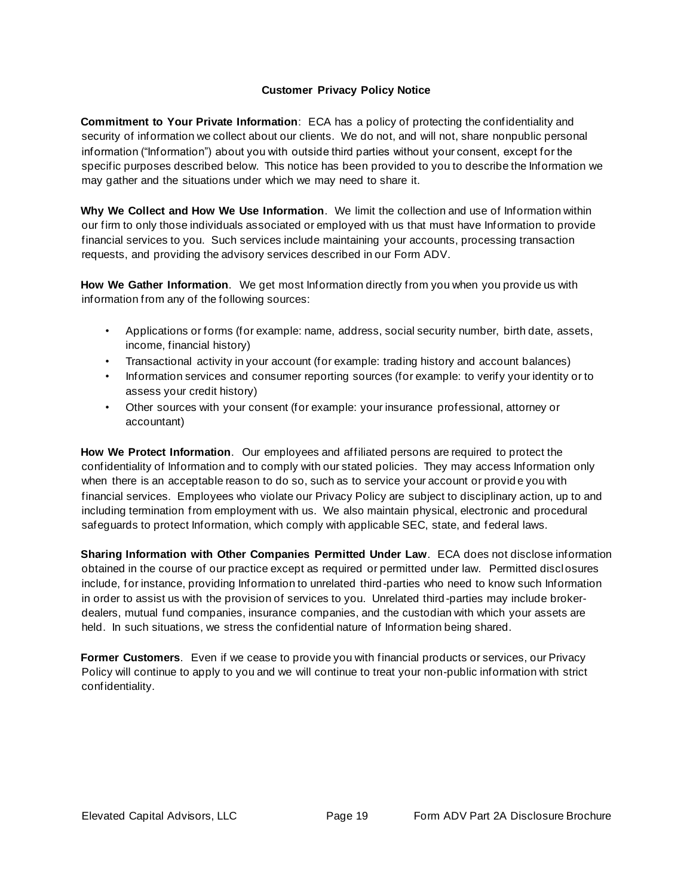## Customer Privacy Policy Notice

**Commitment to Your Private Information**: ECA has a policy of protecting the confidentiality and security of information we collect about our clients. We do not, and will not, share nonpublic personal information ("Information") about you with outside third parties without your consent, except for the specific purposes described below. This notice has been provided to you to describe the Information we may gather and the situations under which we may need to share it.

**Why We Collect and How We Use Information**. We limit the collection and use of Information within our firm to only those individuals associated or employed with us that must have Information to provide financial services to you. Such services include maintaining your accounts, processing transaction requests, and providing the advisory services described in our Form ADV.

**How We Gather Information**. We get most Information directly from you when you provide us with information from any of the following sources:

- Applications or forms (for example: name, address, social security number, birth date, assets, income, financial history)
- Transactional activity in your account (for example: trading history and account balances)
- Information services and consumer reporting sources (for example: to verify your identity or to assess your credit history)
- Other sources with your consent (for example: your insurance professional, attorney or accountant)

**How We Protect Information**. Our employees and affiliated persons are required to protect the confidentiality of Information and to comply with our stated policies. They may access Information only when there is an acceptable reason to do so, such as to service your account or provide you with financial services. Employees who violate our Privacy Policy are subject to disciplinary action, up to and including termination from employment with us. We also maintain physical, electronic and procedural safeguards to protect Information, which comply with applicable SEC, state, and federal laws.

**Sharing Information with Other Companies Permitted Under Law**. ECA does not disclose information obtained in the course of our practice except as required or permitted under law. Permitted disclosures include, for instance, providing Information to unrelated third-parties who need to know such Information in order to assist us with the provision of services to you. Unrelated third-parties may include broker-dealers, mutual fund companies, insurance companies, and the custodian with which your assets are held. In such situations, we stress the confidential nature of Information being shared.

**Former Customers**. Even if we cease to provide you with financial products or services, our Privacy Policy will continue to apply to you and we will continue to treat your non-public information with strict confidentiality.